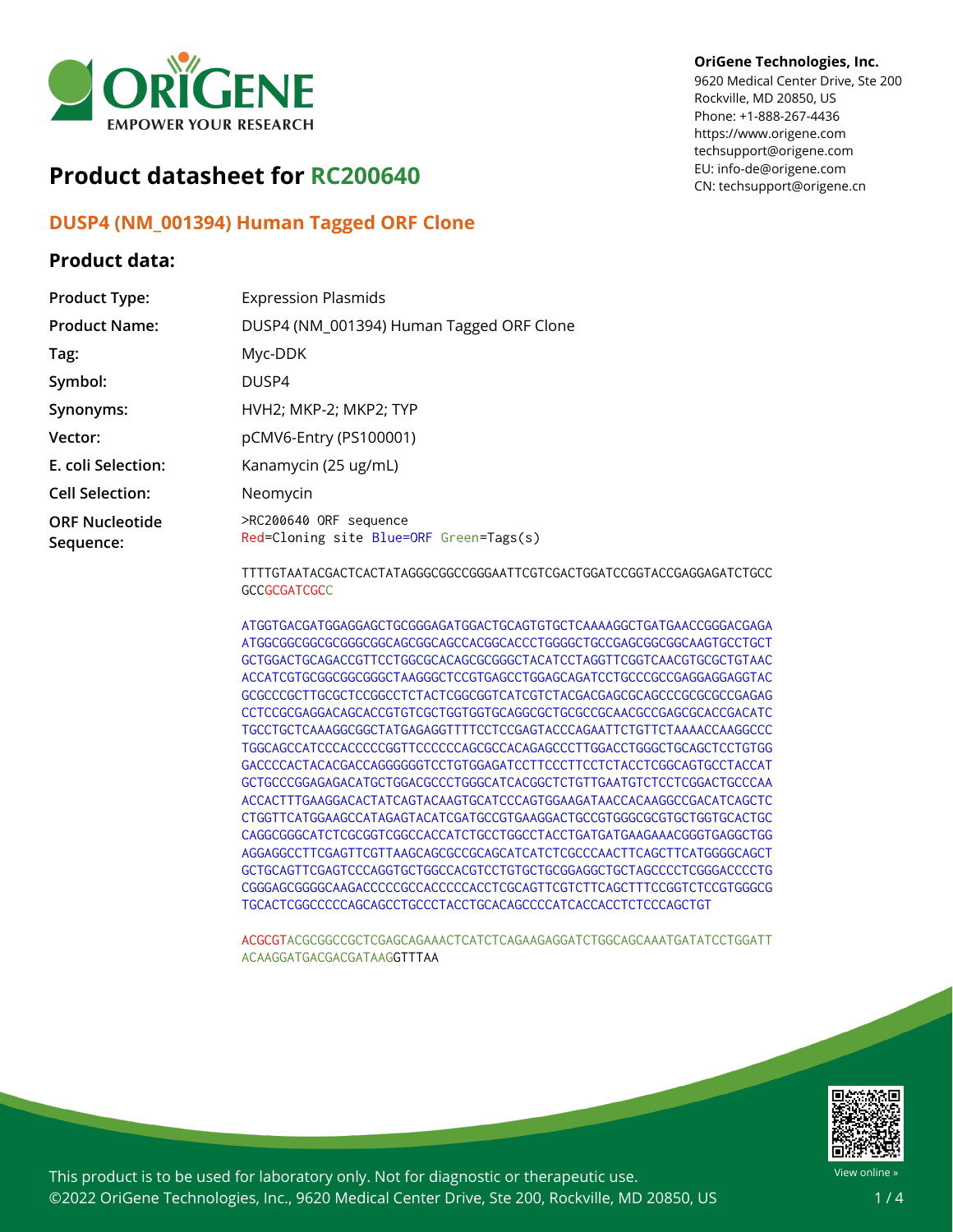# Product datasheet for RC200640

**OriGene Technologies, Inc.**
9620 Medical Center Drive, Ste 200
Rockville, MD 20850, US
Phone: +1-888-267-4436
https://www.origene.com
techsupport@origene.com
EU: info-de@origene.com
CN: techsupport@origene.cn

## DUSP4 (NM_001394) Human Tagged ORF Clone

### Product data:

| | |
|---|---|
| **Product Type:** | Expression Plasmids |
| **Product Name:** | DUSP4 (NM_001394) Human Tagged ORF Clone |
| **Tag:** | Myc-DDK |
| **Symbol:** | DUSP4 |
| **Synonyms:** | HVH2; MKP-2; MKP2; TYP |
| **Vector:** | pCMV6-Entry (PS100001) |
| **E. coli Selection:** | Kanamycin (25 ug/mL) |
| **Cell Selection:** | Neomycin |

**ORF Nucleotide Sequence:**

```
>RC200640 ORF sequence
Red=Cloning site Blue=ORF Green=Tags(s)

TTTTGTAATACGACTCACTATAGGGCGGCCGGGAATTCGTCGACTGGATCCGGTACCGAGGAGATCTGCC
GCCGCGATCGCC

ATGGTGACGATGGAGGAGCTGCGGGAGATGGACTGCAGTGTGCTCAAAAGGCTGATGAACCGGGACGAGA
ATGGCGGCGGCGCGGGCGGCAGCGGCAGCCACGGCACCCTGGGGCTGCCGAGCGGCGGCAAGTGCCTGCT
GCTGGACTGCAGACCGTTCCTGGCGCACAGCGCGGGCTACATCCTAGGTTCGGTCAACGTGCGCTGTAAC
ACCATCGTGCGGCGGCGGGCTAAGGGCTCCGTGAGCCTGGAGCAGATCCTGCCCGCCGAGGAGGAGGTAC
GCGCCCGCTTGCGCTCCGGCCTCTACTCGGCGGTCATCGTCTACGACGAGCGCAGCCCCGCGCGCCGAGAG
CCTCCGCGAGGACAGCACCGTGTCGCTGGTGGTGCAGGCGCTGCGCCGCAACGCCGAGCGCACCGACATC
TGCCTGCTCAAAGGCGGCTATGAGAGGTTTTCCTCCGAGTACCCAGAATTCTGTTCTAAAACCAAGGCCC
TGGCAGCCATCCCACCCCCGGTTCCCCCCAGCGCCACAGAGCCCTTGGACCTGGGCTGCAGCTCCTGTGG
GACCCCACTACACGACCAGGGGGGTCCTGTGGAGATCCTTCCCTTCCTCTACCTCGGCAGTGCCTACCAT
GCTGCCCGGAGAGACATGCTGGACGCCCTGGGCATCACGGCTCTGTTGAATGTCTCCTCGGACTGCCCAA
ACCACTTTGAAGGACACTATCAGTACAAGTGCATCCCAGTGGAAGATAACCACAAGGCCGACATCAGCTC
CTGGTTCATGGAAGCCATAGAGTACATCGATGCCGTGAAGGACTGCCGTGGGCGCGTGCTGGTGCACTGC
CAGGCGGGCATCTCGCGGTCGGCCACCATCTGCCTGGCCTACCTGATGATGAAGAAACGGGTGAGGCTGG
AGGAGGCCTTCGAGTTCGTTAAGCAGCGCCGCAGCATCATCTCGCCCAACTTCAGCTTCATGGGGCAGCT
GCTGCAGTTCGAGTCCCAGGTGCTGGCCACGTCCTGTGCTGCGGAGGCTGCTAGCCCCTCGGGACCCCTG
CGGGAGCGGGGCAAGACCCCCGCCACCCCCACCTCGCAGTTCGTCTTCAGCTTTCCGGTCTCCGTGGGCG
TGCACTCGGCCCCCAGCAGCCTGCCCTACCTGCACAGCCCCATCACCACCTCTCCCAGCTGT

ACGCGTACGCGGCCGCTCGAGCAGAAACTCATCTCAGAAGAGGATCTGGCAGCAAATGATATCCTGGATT
ACAAGGATGACGACGATAAGGTTTAA
```

This product is to be used for laboratory only. Not for diagnostic or therapeutic use.
©2022 OriGene Technologies, Inc., 9620 Medical Center Drive, Ste 200, Rockville, MD 20850, US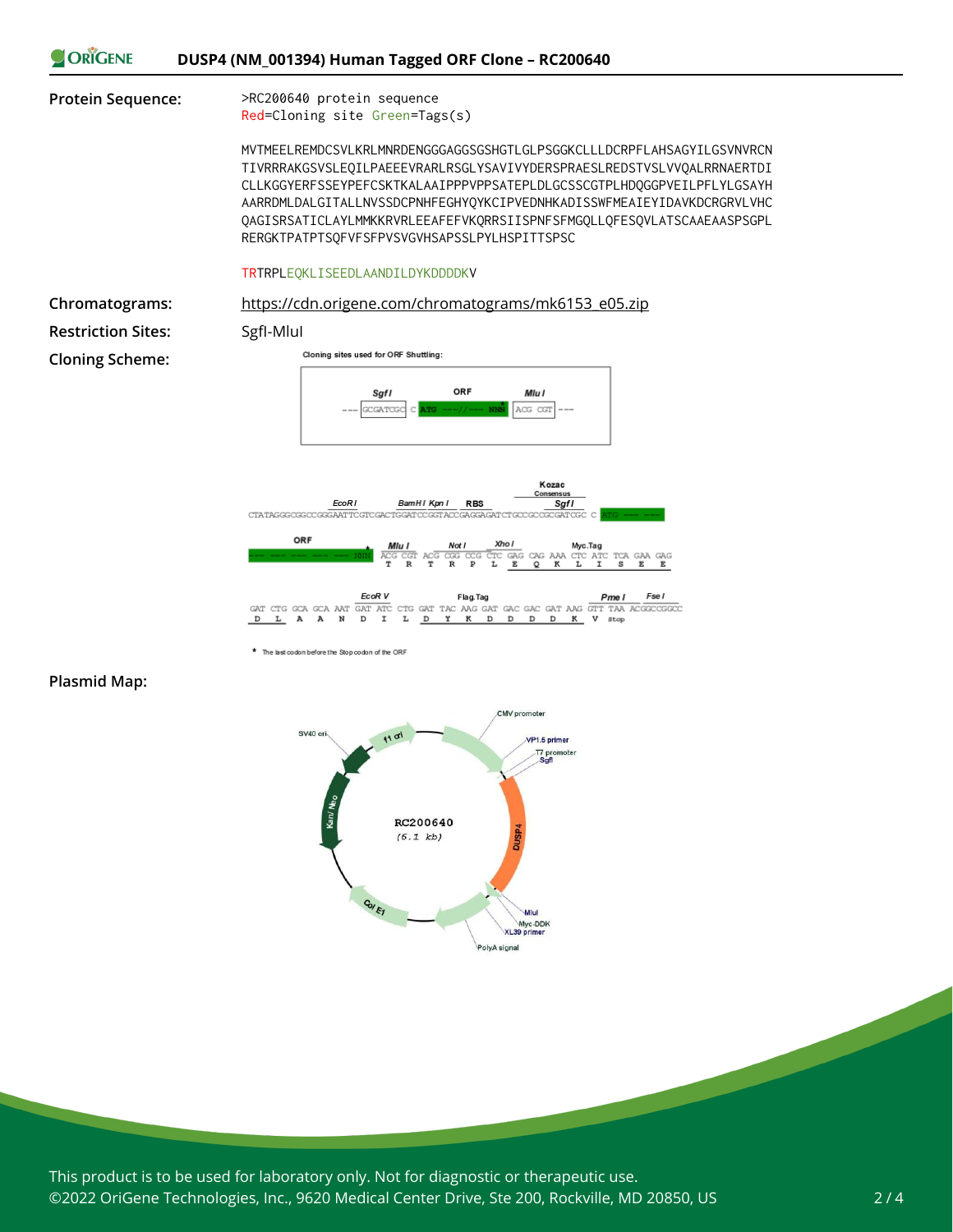**Protein Sequence:**

```
>RC200640 protein sequence
Red=Cloning site Green=Tags(s)

MVTMEELREMDCSVLKRLMNRDENGGGAGGSGSHGTLGLPSGGKCLLLDCRPFLAHSAGYILGSVNVRCN
TIVRRRAKGSVSLEQILPAEEEVRARLRSGLYSAVIVYDERSPRAESLREDSTVSLVVQALRRNAERTDI
CLLKGGYERFSSEYPEFCSKTKALAAIPPPVPPSATEPLDLGCSSCGTPLHDQGGPVEILPFLYLGSAYH
AARRDMLDALGITALLNVSSDCPNHFEGHYQYKCIPVEDNHKADISSWFMEAIEYIDAVKDCRGRVLVHC
QAGISRSATICLAYLMMKKRVRLEEAFEFVKQRRSIISPNFSFMGQLLQFESQVLATSCAAEAASPSGPL
RERGKTPATPTSQFVFSFPVSVGVHSAPSSLPYLHSPITTSPSC

TRTRPLEQKLISEEDLAANDILDYKDDDDKV
```

**Chromatograms:** https://cdn.origene.com/chromatograms/mk6153_e05.zip

**Restriction Sites:** SgfI-MluI

**Cloning Scheme:**

Cloning sites used for ORF Shuttling:

--- SgfI GCGATCGC C | ORF ATG ---//--- NNN* | MluI ACG CGT ---

```
                                            Kozac
                                          Consensus
            EcoR I       BamH I Kpn I   RBS      SgfI
CTATAGGGCGGCCGGGAATTCGTCGACTGGATCCGGTACCGAGGAGATCTGCCGCCGCGATCGC C ATG --- ---

ORF                  Mlu I       Not I    Xho I               Myc.Tag
--- --- --- --- NNN* ACG CGT ACG CGG CCG CTC GAG CAG AAA CTC ATC TCA GAA GAG
                      T   R   T   R   P   L   E   Q   K   L   I   S   E   E

                    EcoR V              Flag.Tag                     Pme I    Fse I
GAT CTG GCA GCA AAT GAT ATC CTG GAT TAC AAG GAT GAC GAC GAT AAG GTT TAA ACGGCCGGCC
 D   L   A   A   N   D   I   L   D   Y   K   D   D   D   D   K   V  Stop
```

\* The last codon before the Stop codon of the ORF

**Plasmid Map:**

RC200640 (6.1 kb) — CMV promoter, VP1.5 primer, T7 promoter, SgfI, DUSP4, MluI, Myc-DDK, XL39 primer, PolyA signal, Col E1, Kan/ Neo, SV40 ori, f1 ori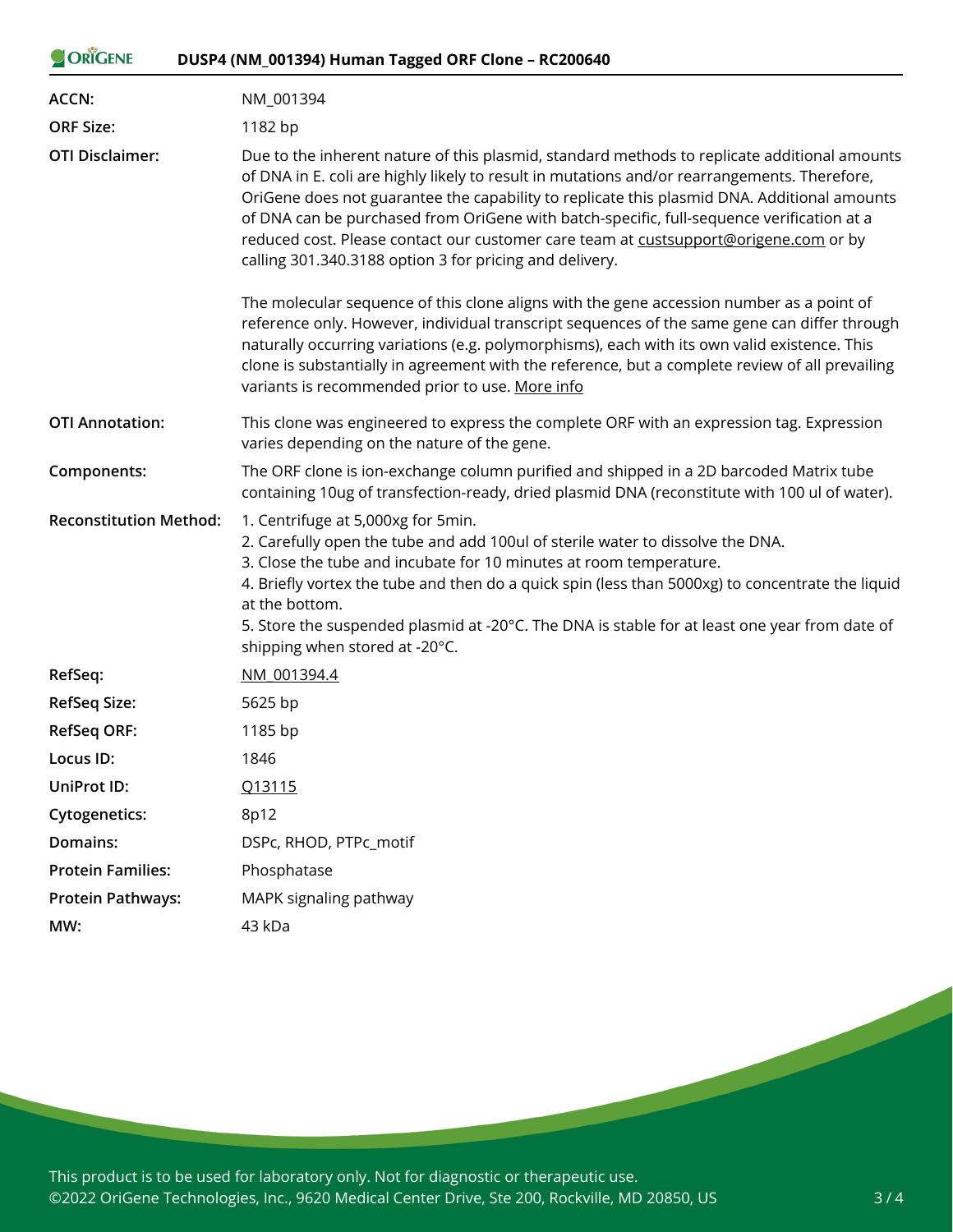| | |
|---|---|
| **ACCN:** | NM_001394 |
| **ORF Size:** | 1182 bp |
| **OTI Disclaimer:** | Due to the inherent nature of this plasmid, standard methods to replicate additional amounts of DNA in E. coli are highly likely to result in mutations and/or rearrangements. Therefore, OriGene does not guarantee the capability to replicate this plasmid DNA. Additional amounts of DNA can be purchased from OriGene with batch-specific, full-sequence verification at a reduced cost. Please contact our customer care team at custsupport@origene.com or by calling 301.340.3188 option 3 for pricing and delivery.<br><br>The molecular sequence of this clone aligns with the gene accession number as a point of reference only. However, individual transcript sequences of the same gene can differ through naturally occurring variations (e.g. polymorphisms), each with its own valid existence. This clone is substantially in agreement with the reference, but a complete review of all prevailing variants is recommended prior to use. More info |
| **OTI Annotation:** | This clone was engineered to express the complete ORF with an expression tag. Expression varies depending on the nature of the gene. |
| **Components:** | The ORF clone is ion-exchange column purified and shipped in a 2D barcoded Matrix tube containing 10ug of transfection-ready, dried plasmid DNA (reconstitute with 100 ul of water). |
| **Reconstitution Method:** | 1. Centrifuge at 5,000xg for 5min.<br>2. Carefully open the tube and add 100ul of sterile water to dissolve the DNA.<br>3. Close the tube and incubate for 10 minutes at room temperature.<br>4. Briefly vortex the tube and then do a quick spin (less than 5000xg) to concentrate the liquid at the bottom.<br>5. Store the suspended plasmid at -20°C. The DNA is stable for at least one year from date of shipping when stored at -20°C. |
| **RefSeq:** | NM_001394.4 |
| **RefSeq Size:** | 5625 bp |
| **RefSeq ORF:** | 1185 bp |
| **Locus ID:** | 1846 |
| **UniProt ID:** | Q13115 |
| **Cytogenetics:** | 8p12 |
| **Domains:** | DSPc, RHOD, PTPc_motif |
| **Protein Families:** | Phosphatase |
| **Protein Pathways:** | MAPK signaling pathway |
| **MW:** | 43 kDa |

This product is to be used for laboratory only. Not for diagnostic or therapeutic use.
©2022 OriGene Technologies, Inc., 9620 Medical Center Drive, Ste 200, Rockville, MD 20850, US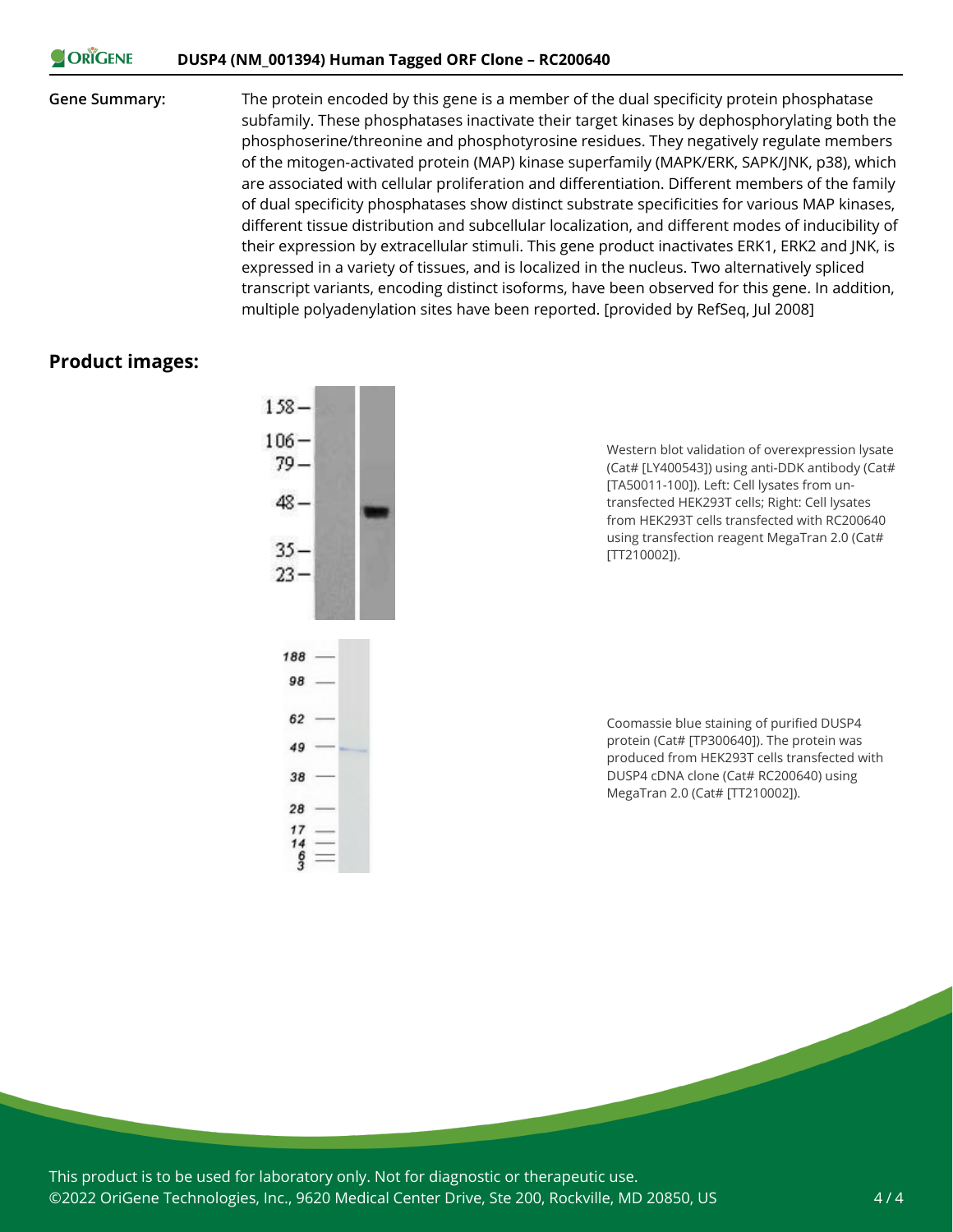**Gene Summary:** The protein encoded by this gene is a member of the dual specificity protein phosphatase subfamily. These phosphatases inactivate their target kinases by dephosphorylating both the phosphoserine/threonine and phosphotyrosine residues. They negatively regulate members of the mitogen-activated protein (MAP) kinase superfamily (MAPK/ERK, SAPK/JNK, p38), which are associated with cellular proliferation and differentiation. Different members of the family of dual specificity phosphatases show distinct substrate specificities for various MAP kinases, different tissue distribution and subcellular localization, and different modes of inducibility of their expression by extracellular stimuli. This gene product inactivates ERK1, ERK2 and JNK, is expressed in a variety of tissues, and is localized in the nucleus. Two alternatively spliced transcript variants, encoding distinct isoforms, have been observed for this gene. In addition, multiple polyadenylation sites have been reported. [provided by RefSeq, Jul 2008]

## Product images:

158
106
79
48
35
23

Western blot validation of overexpression lysate (Cat# [LY400543]) using anti-DDK antibody (Cat# [TA50011-100]). Left: Cell lysates from un-transfected HEK293T cells; Right: Cell lysates from HEK293T cells transfected with RC200640 using transfection reagent MegaTran 2.0 (Cat# [TT210002]).

188
98
62
49
38
28
17
14
6
3

Coomassie blue staining of purified DUSP4 protein (Cat# [TP300640]). The protein was produced from HEK293T cells transfected with DUSP4 cDNA clone (Cat# RC200640) using MegaTran 2.0 (Cat# [TT210002]).

This product is to be used for laboratory only. Not for diagnostic or therapeutic use.
©2022 OriGene Technologies, Inc., 9620 Medical Center Drive, Ste 200, Rockville, MD 20850, US